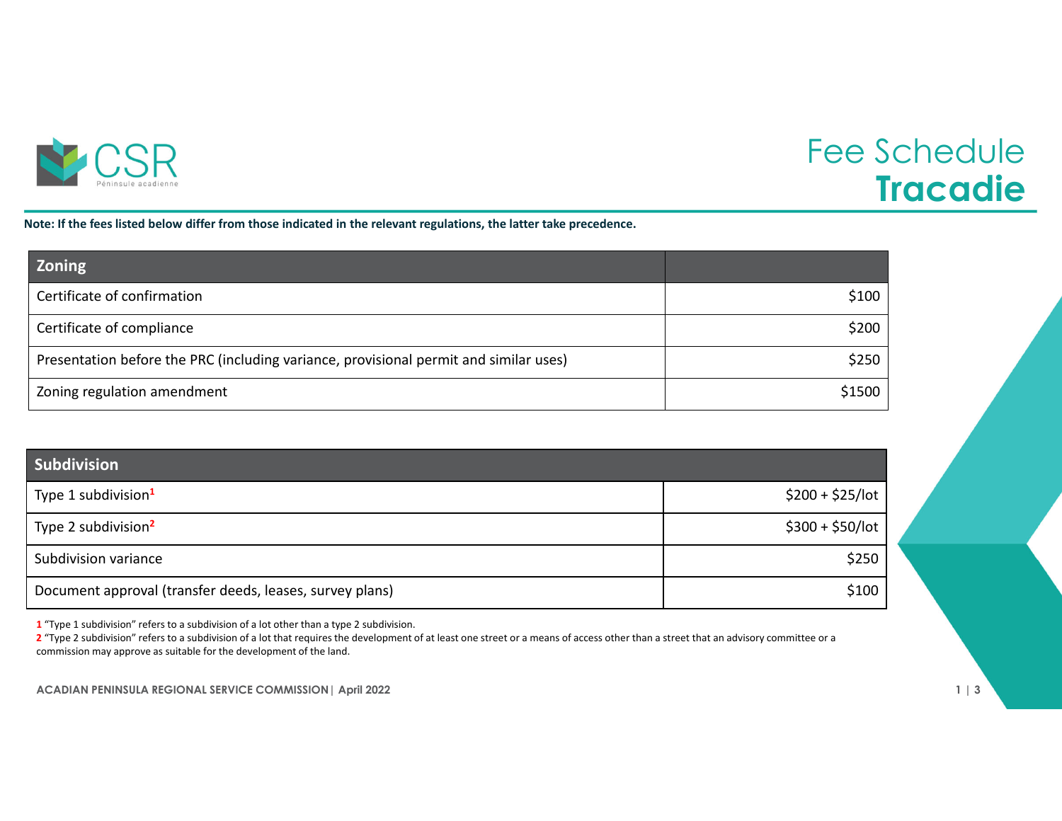CSR
Péninsule acadienne

# Fee Schedule **Tracadie**

**Note: If the fees listed below differ from those indicated in the relevant regulations, the latter take precedence.**

| Zoning | |
|---|---|
| Certificate of confirmation | $100 |
| Certificate of compliance | $200 |
| Presentation before the PRC (including variance, provisional permit and similar uses) | $250 |
| Zoning regulation amendment | $1500 |

| Subdivision | |
|---|---|
| Type 1 subdivision[1] | $200 + $25/lot |
| Type 2 subdivision[2] | $300 + $50/lot |
| Subdivision variance | $250 |
| Document approval (transfer deeds, leases, survey plans) | $100 |

1 "Type 1 subdivision" refers to a subdivision of a lot other than a type 2 subdivision.

2 "Type 2 subdivision" refers to a subdivision of a lot that requires the development of at least one street or a means of access other than a street that an advisory committee or a commission may approve as suitable for the development of the land.

**ACADIAN PENINSULA REGIONAL SERVICE COMMISSION | April 2022**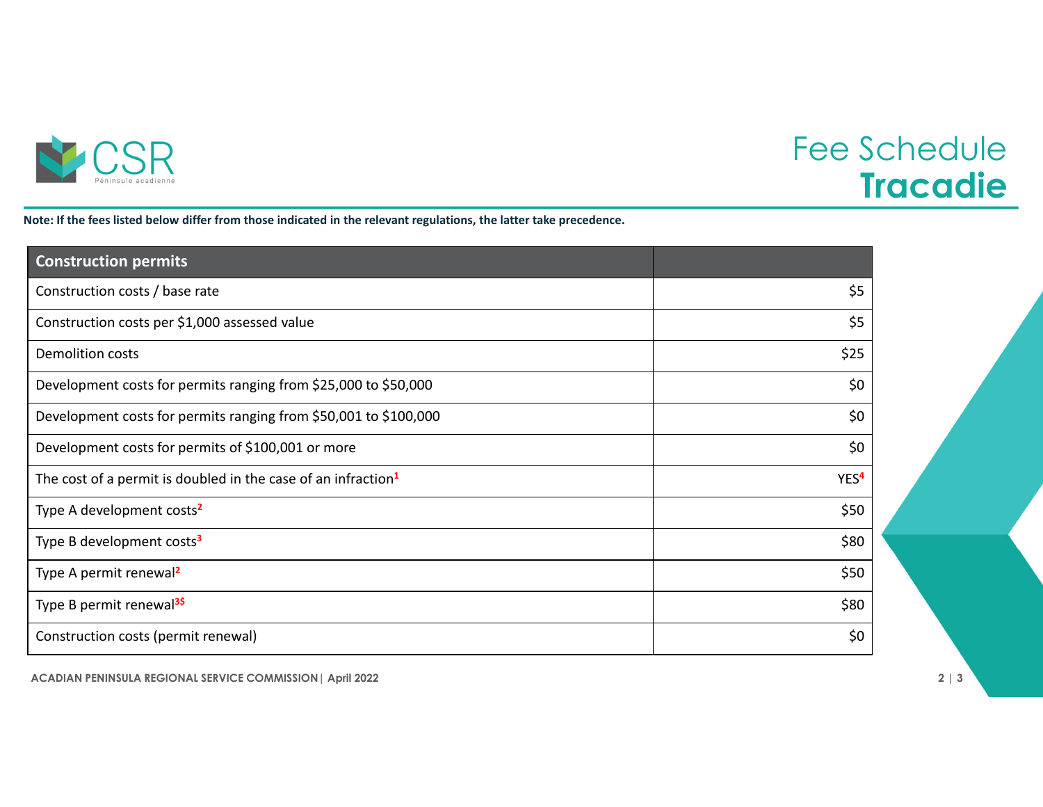# Fee Schedule
## Tracadie

**Note: If the fees listed below differ from those indicated in the relevant regulations, the latter take precedence.**

| Construction permits | |
|---|---|
| Construction costs / base rate | $5 |
| Construction costs per $1,000 assessed value | $5 |
| Demolition costs | $25 |
| Development costs for permits ranging from $25,000 to $50,000 | $0 |
| Development costs for permits ranging from $50,001 to $100,000 | $0 |
| Development costs for permits of $100,001 or more | $0 |
| The cost of a permit is doubled in the case of an infraction[1] | YES[4] |
| Type A development costs[2] | $50 |
| Type B development costs[3] | $80 |
| Type A permit renewal[2] | $50 |
| Type B permit renewal[3$] | $80 |
| Construction costs (permit renewal) | $0 |

ACADIAN PENINSULA REGIONAL SERVICE COMMISSION | April 2022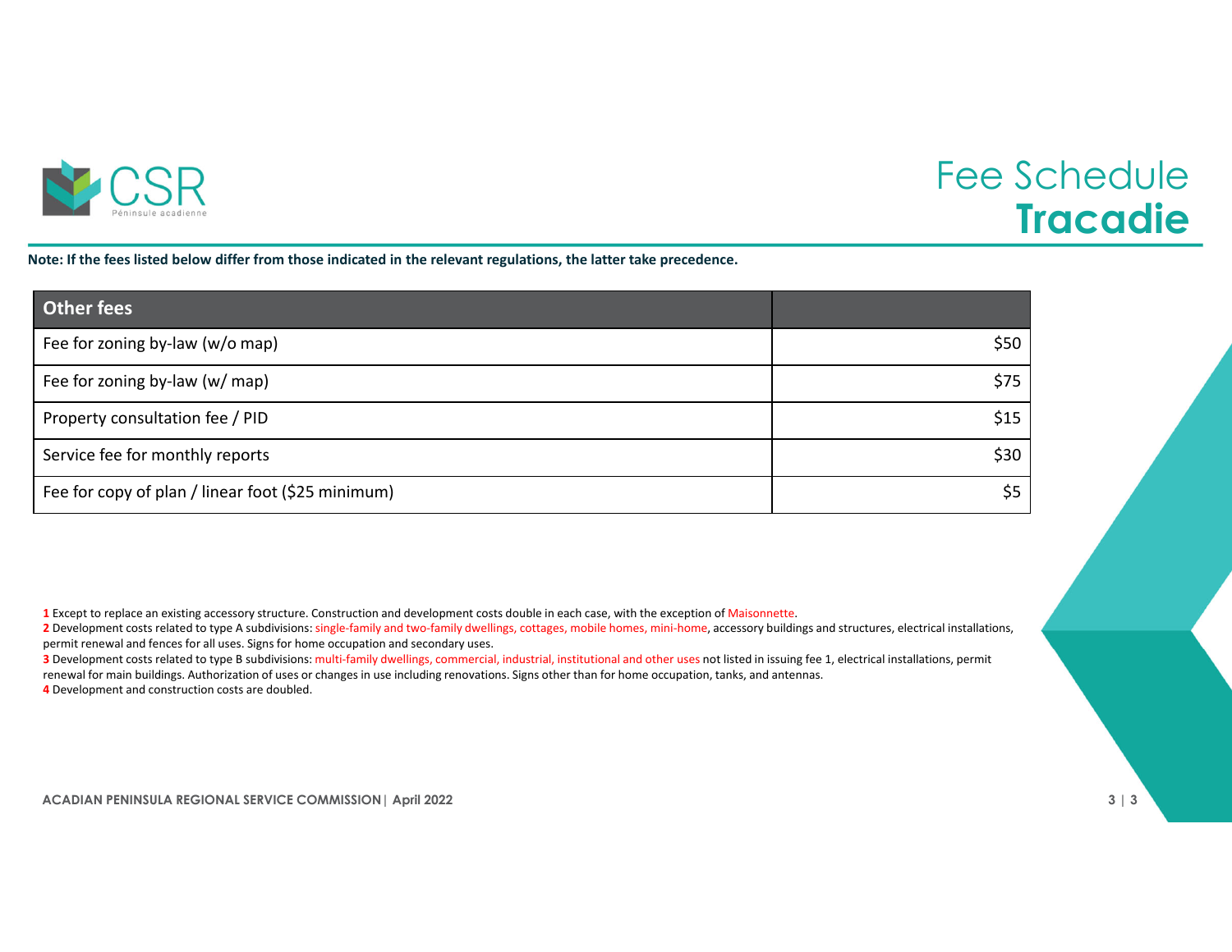CSR Péninsule acadienne

# Fee Schedule **Tracadie**

**Note: If the fees listed below differ from those indicated in the relevant regulations, the latter take precedence.**

| Other fees | |
|---|---|
| Fee for zoning by-law (w/o map) | $50 |
| Fee for zoning by-law (w/ map) | $75 |
| Property consultation fee / PID | $15 |
| Service fee for monthly reports | $30 |
| Fee for copy of plan / linear foot ($25 minimum) | $5 |

1 Except to replace an existing accessory structure. Construction and development costs double in each case, with the exception of Maisonnette.

2 Development costs related to type A subdivisions: single-family and two-family dwellings, cottages, mobile homes, mini-home, accessory buildings and structures, electrical installations, permit renewal and fences for all uses. Signs for home occupation and secondary uses.

3 Development costs related to type B subdivisions: multi-family dwellings, commercial, industrial, institutional and other uses not listed in issuing fee 1, electrical installations, permit renewal for main buildings. Authorization of uses or changes in use including renovations. Signs other than for home occupation, tanks, and antennas.

4 Development and construction costs are doubled.

ACADIAN PENINSULA REGIONAL SERVICE COMMISSION | April 2022